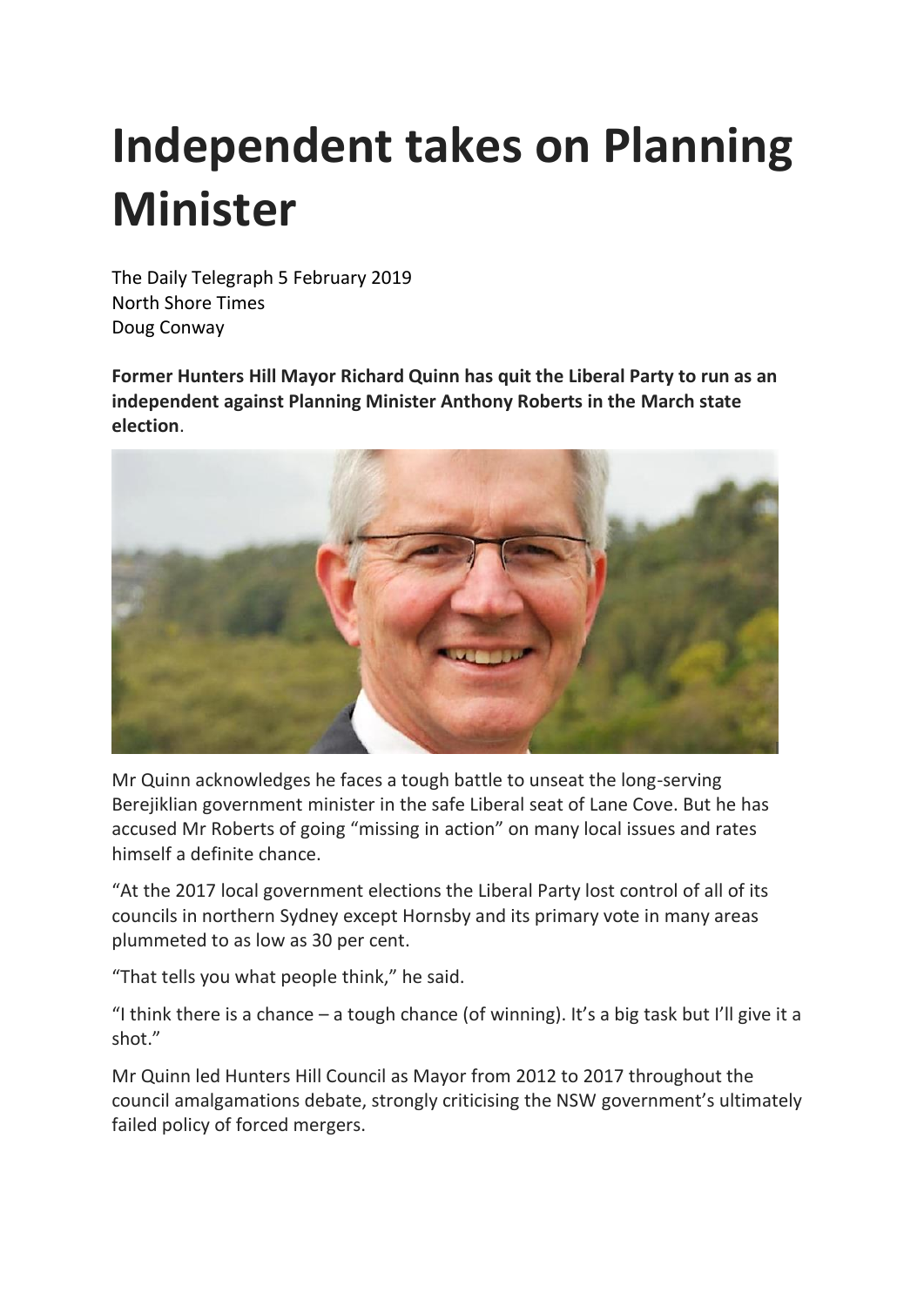# Independent takes on Planning Minister

The Daily Telegraph 5 February 2019
North Shore Times
Doug Conway

**Former Hunters Hill Mayor Richard Quinn has quit the Liberal Party to run as an independent against Planning Minister Anthony Roberts in the March state election**.

Mr Quinn acknowledges he faces a tough battle to unseat the long-serving Berejiklian government minister in the safe Liberal seat of Lane Cove. But he has accused Mr Roberts of going "missing in action" on many local issues and rates himself a definite chance.

"At the 2017 local government elections the Liberal Party lost control of all of its councils in northern Sydney except Hornsby and its primary vote in many areas plummeted to as low as 30 per cent.

"That tells you what people think," he said.

"I think there is a chance – a tough chance (of winning). It's a big task but I'll give it a shot."

Mr Quinn led Hunters Hill Council as Mayor from 2012 to 2017 throughout the council amalgamations debate, strongly criticising the NSW government's ultimately failed policy of forced mergers.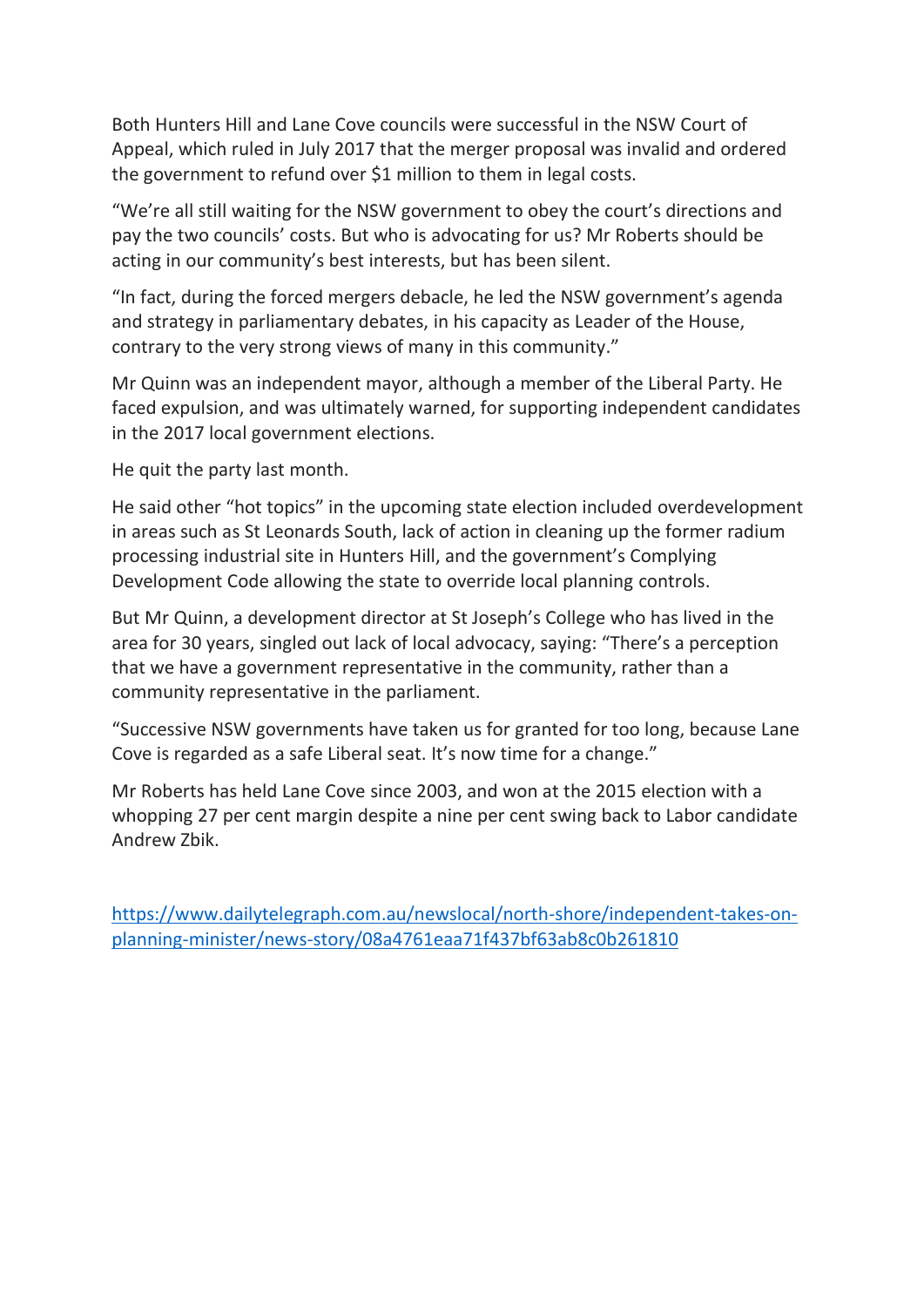Both Hunters Hill and Lane Cove councils were successful in the NSW Court of Appeal, which ruled in July 2017 that the merger proposal was invalid and ordered the government to refund over $1 million to them in legal costs.

"We're all still waiting for the NSW government to obey the court's directions and pay the two councils' costs. But who is advocating for us? Mr Roberts should be acting in our community's best interests, but has been silent.

"In fact, during the forced mergers debacle, he led the NSW government's agenda and strategy in parliamentary debates, in his capacity as Leader of the House, contrary to the very strong views of many in this community."

Mr Quinn was an independent mayor, although a member of the Liberal Party. He faced expulsion, and was ultimately warned, for supporting independent candidates in the 2017 local government elections.

He quit the party last month.

He said other "hot topics" in the upcoming state election included overdevelopment in areas such as St Leonards South, lack of action in cleaning up the former radium processing industrial site in Hunters Hill, and the government's Complying Development Code allowing the state to override local planning controls.

But Mr Quinn, a development director at St Joseph's College who has lived in the area for 30 years, singled out lack of local advocacy, saying: "There's a perception that we have a government representative in the community, rather than a community representative in the parliament.

"Successive NSW governments have taken us for granted for too long, because Lane Cove is regarded as a safe Liberal seat. It's now time for a change."

Mr Roberts has held Lane Cove since 2003, and won at the 2015 election with a whopping 27 per cent margin despite a nine per cent swing back to Labor candidate Andrew Zbik.

https://www.dailytelegraph.com.au/newslocal/north-shore/independent-takes-on-planning-minister/news-story/08a4761eaa71f437bf63ab8c0b261810